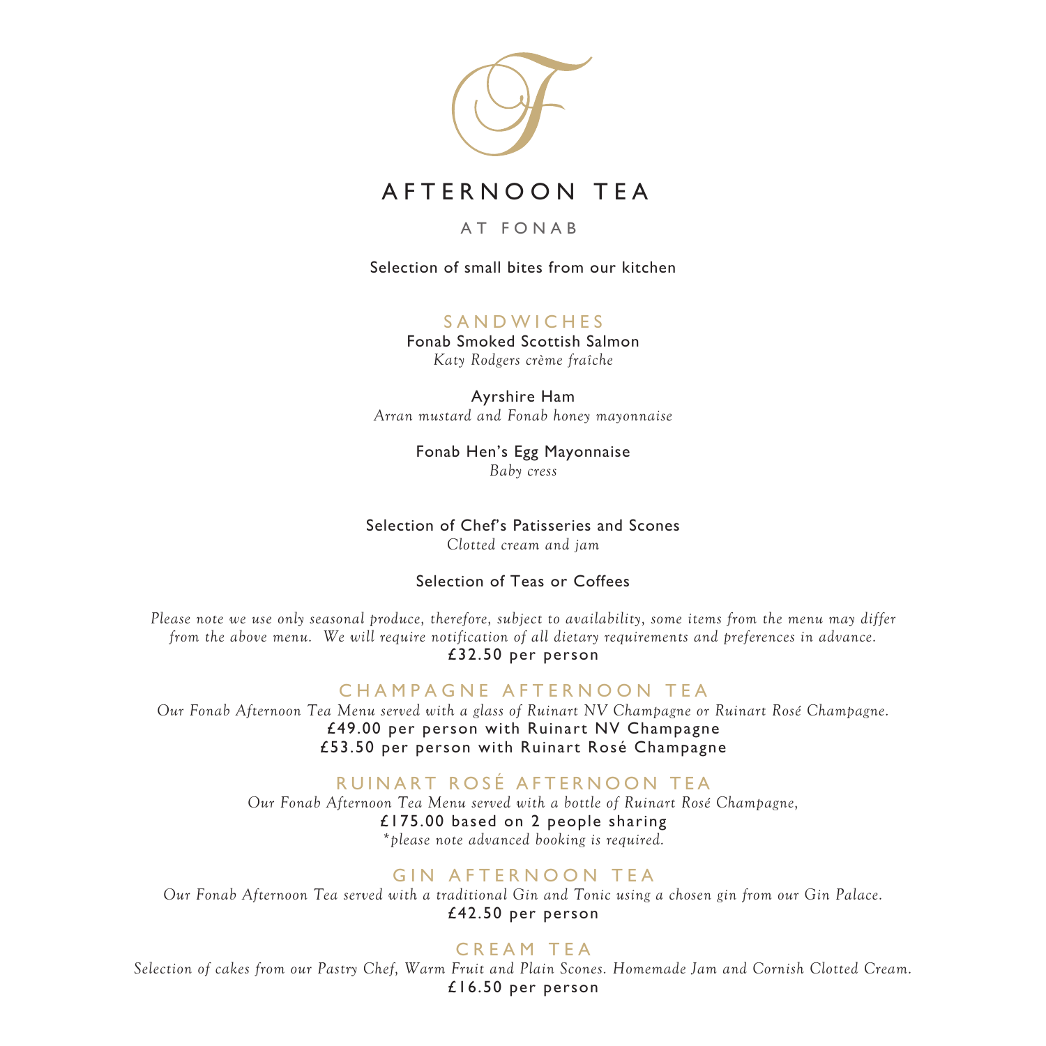# AFTERNOON TEA

## AT FONAB

Selection of small bites from our kitchen

### SANDWICHES

Fonab Smoked Scottish Salmon
*Katy Rodgers crème fraîche*

Ayrshire Ham
*Arran mustard and Fonab honey mayonnaise*

Fonab Hen's Egg Mayonnaise
*Baby cress*

Selection of Chef's Patisseries and Scones
*Clotted cream and jam*

Selection of Teas or Coffees

*Please note we use only seasonal produce, therefore, subject to availability, some items from the menu may differ from the above menu. We will require notification of all dietary requirements and preferences in advance.*

£32.50 per person

### CHAMPAGNE AFTERNOON TEA

*Our Fonab Afternoon Tea Menu served with a glass of Ruinart NV Champagne or Ruinart Rosé Champagne.*

£49.00 per person with Ruinart NV Champagne
£53.50 per person with Ruinart Rosé Champagne

### RUINART ROSÉ AFTERNOON TEA

*Our Fonab Afternoon Tea Menu served with a bottle of Ruinart Rosé Champagne,*

£175.00 based on 2 people sharing

*\*please note advanced booking is required.*

### GIN AFTERNOON TEA

*Our Fonab Afternoon Tea served with a traditional Gin and Tonic using a chosen gin from our Gin Palace.*

£42.50 per person

### CREAM TEA

*Selection of cakes from our Pastry Chef, Warm Fruit and Plain Scones. Homemade Jam and Cornish Clotted Cream.*

£16.50 per person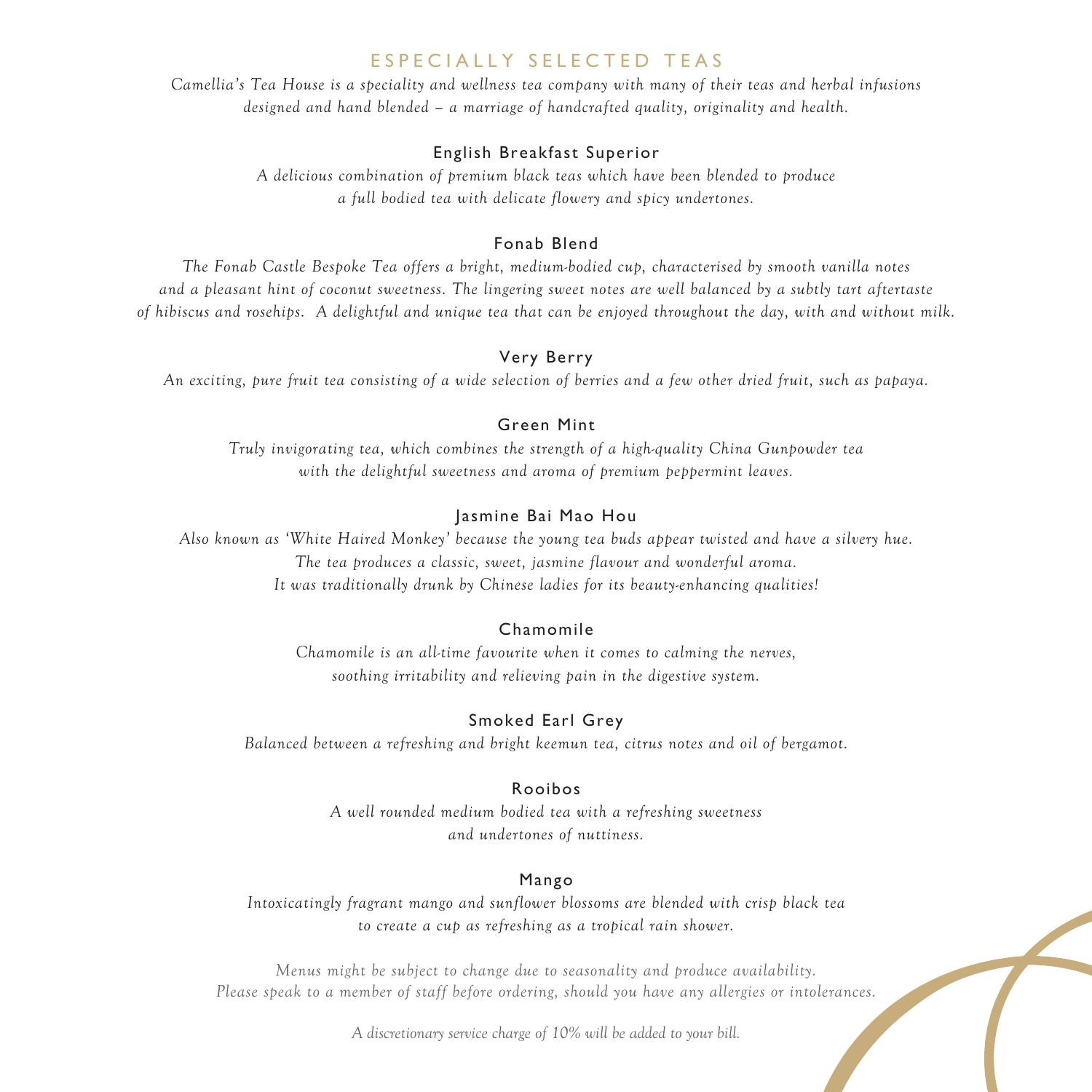# ESPECIALLY SELECTED TEAS

*Camellia's Tea House is a speciality and wellness tea company with many of their teas and herbal infusions designed and hand blended – a marriage of handcrafted quality, originality and health.*

## English Breakfast Superior

*A delicious combination of premium black teas which have been blended to produce a full bodied tea with delicate flowery and spicy undertones.*

## Fonab Blend

*The Fonab Castle Bespoke Tea offers a bright, medium-bodied cup, characterised by smooth vanilla notes and a pleasant hint of coconut sweetness. The lingering sweet notes are well balanced by a subtly tart aftertaste of hibiscus and rosehips. A delightful and unique tea that can be enjoyed throughout the day, with and without milk.*

## Very Berry

*An exciting, pure fruit tea consisting of a wide selection of berries and a few other dried fruit, such as papaya.*

## Green Mint

*Truly invigorating tea, which combines the strength of a high-quality China Gunpowder tea with the delightful sweetness and aroma of premium peppermint leaves.*

## Jasmine Bai Mao Hou

*Also known as 'White Haired Monkey' because the young tea buds appear twisted and have a silvery hue. The tea produces a classic, sweet, jasmine flavour and wonderful aroma. It was traditionally drunk by Chinese ladies for its beauty-enhancing qualities!*

## Chamomile

*Chamomile is an all-time favourite when it comes to calming the nerves, soothing irritability and relieving pain in the digestive system.*

## Smoked Earl Grey

*Balanced between a refreshing and bright keemun tea, citrus notes and oil of bergamot.*

## Rooibos

*A well rounded medium bodied tea with a refreshing sweetness and undertones of nuttiness.*

## Mango

*Intoxicatingly fragrant mango and sunflower blossoms are blended with crisp black tea to create a cup as refreshing as a tropical rain shower.*

*Menus might be subject to change due to seasonality and produce availability. Please speak to a member of staff before ordering, should you have any allergies or intolerances.*

*A discretionary service charge of 10% will be added to your bill.*